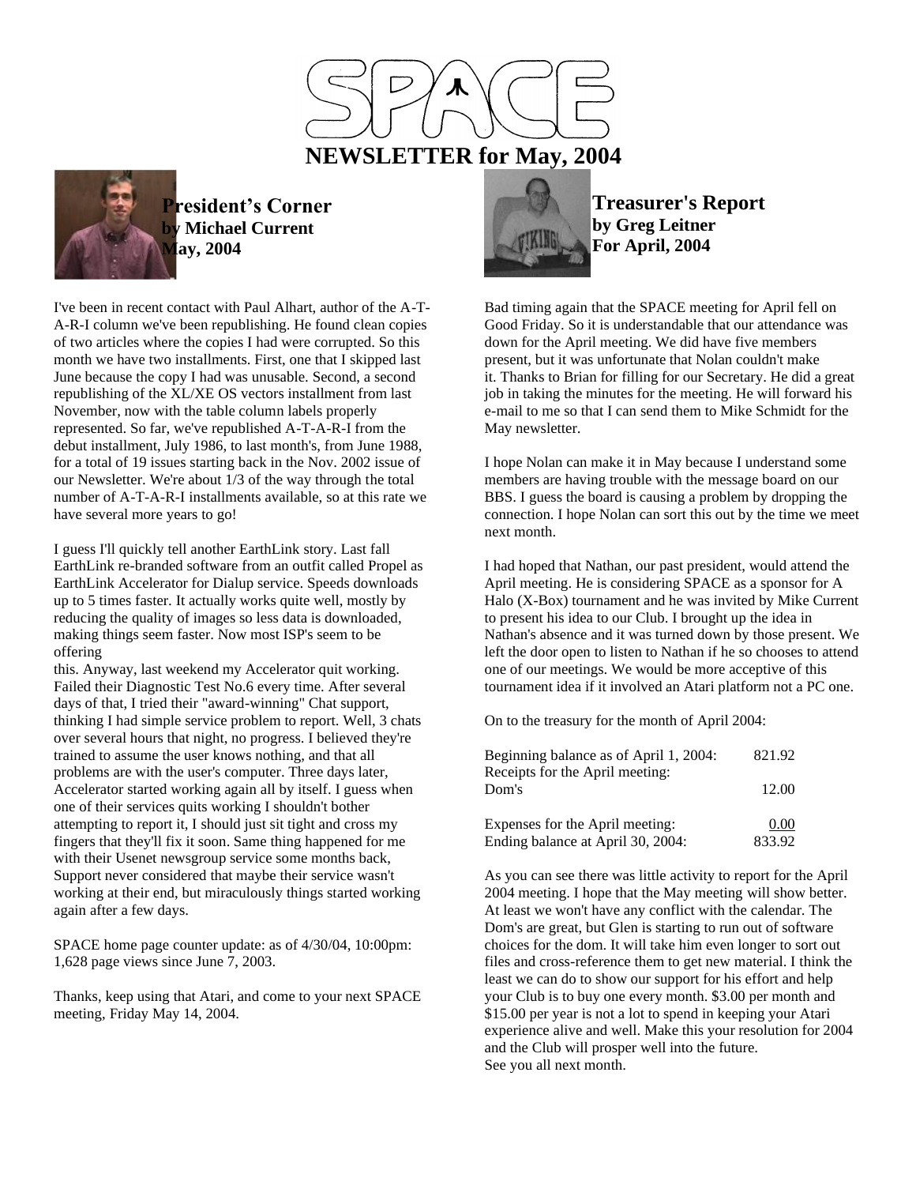# SPACE

## NEWSLETTER for May, 2004

### President's Corner
**by Michael Current**
**May, 2004**

I've been in recent contact with Paul Alhart, author of the A-T-A-R-I column we've been republishing. He found clean copies of two articles where the copies I had were corrupted. So this month we have two installments. First, one that I skipped last June because the copy I had was unusable. Second, a second republishing of the XL/XE OS vectors installment from last November, now with the table column labels properly represented. So far, we've republished A-T-A-R-I from the debut installment, July 1986, to last month's, from June 1988, for a total of 19 issues starting back in the Nov. 2002 issue of our Newsletter. We're about 1/3 of the way through the total number of A-T-A-R-I installments available, so at this rate we have several more years to go!

I guess I'll quickly tell another EarthLink story. Last fall EarthLink re-branded software from an outfit called Propel as EarthLink Accelerator for Dialup service. Speeds downloads up to 5 times faster. It actually works quite well, mostly by reducing the quality of images so less data is downloaded, making things seem faster. Now most ISP's seem to be offering
this. Anyway, last weekend my Accelerator quit working. Failed their Diagnostic Test No.6 every time. After several days of that, I tried their "award-winning" Chat support, thinking I had simple service problem to report. Well, 3 chats over several hours that night, no progress. I believed they're trained to assume the user knows nothing, and that all problems are with the user's computer. Three days later, Accelerator started working again all by itself. I guess when one of their services quits working I shouldn't bother attempting to report it, I should just sit tight and cross my fingers that they'll fix it soon. Same thing happened for me with their Usenet newsgroup service some months back, Support never considered that maybe their service wasn't working at their end, but miraculously things started working again after a few days.

SPACE home page counter update: as of 4/30/04, 10:00pm: 1,628 page views since June 7, 2003.

Thanks, keep using that Atari, and come to your next SPACE meeting, Friday May 14, 2004.

### Treasurer's Report
**by Greg Leitner**
**For April, 2004**

Bad timing again that the SPACE meeting for April fell on Good Friday. So it is understandable that our attendance was down for the April meeting. We did have five members present, but it was unfortunate that Nolan couldn't make it. Thanks to Brian for filling for our Secretary. He did a great job in taking the minutes for the meeting. He will forward his e-mail to me so that I can send them to Mike Schmidt for the May newsletter.

I hope Nolan can make it in May because I understand some members are having trouble with the message board on our BBS. I guess the board is causing a problem by dropping the connection. I hope Nolan can sort this out by the time we meet next month.

I had hoped that Nathan, our past president, would attend the April meeting. He is considering SPACE as a sponsor for A Halo (X-Box) tournament and he was invited by Mike Current to present his idea to our Club. I brought up the idea in Nathan's absence and it was turned down by those present. We left the door open to listen to Nathan if he so chooses to attend one of our meetings. We would be more acceptive of this tournament idea if it involved an Atari platform not a PC one.

On to the treasury for the month of April 2004:

| | |
|---|---|
| Beginning balance as of April 1, 2004: | 821.92 |
| Receipts for the April meeting: | |
| Dom's | 12.00 |
| | |
| Expenses for the April meeting: | 0.00 |
| Ending balance at April 30, 2004: | 833.92 |

As you can see there was little activity to report for the April 2004 meeting. I hope that the May meeting will show better. At least we won't have any conflict with the calendar. The Dom's are great, but Glen is starting to run out of software choices for the dom. It will take him even longer to sort out files and cross-reference them to get new material. I think the least we can do to show our support for his effort and help your Club is to buy one every month. $3.00 per month and $15.00 per year is not a lot to spend in keeping your Atari experience alive and well. Make this your resolution for 2004 and the Club will prosper well into the future.
See you all next month.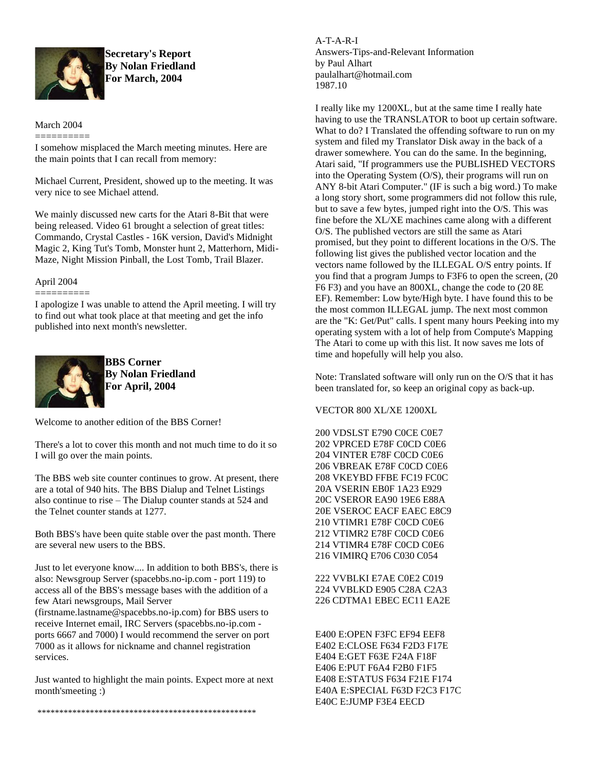**Secretary's Report**
**By Nolan Friedland**
**For March, 2004**

March 2004
==========

I somehow misplaced the March meeting minutes. Here are the main points that I can recall from memory:

Michael Current, President, showed up to the meeting. It was very nice to see Michael attend.

We mainly discussed new carts for the Atari 8-Bit that were being released. Video 61 brought a selection of great titles: Commando, Crystal Castles - 16K version, David's Midnight Magic 2, King Tut's Tomb, Monster hunt 2, Matterhorn, Midi-Maze, Night Mission Pinball, the Lost Tomb, Trail Blazer.

April 2004
==========

I apologize I was unable to attend the April meeting. I will try to find out what took place at that meeting and get the info published into next month's newsletter.

**BBS Corner**
**By Nolan Friedland**
**For April, 2004**

Welcome to another edition of the BBS Corner!

There's a lot to cover this month and not much time to do it so I will go over the main points.

The BBS web site counter continues to grow. At present, there are a total of 940 hits. The BBS Dialup and Telnet Listings also continue to rise – The Dialup counter stands at 524 and the Telnet counter stands at 1277.

Both BBS's have been quite stable over the past month. There are several new users to the BBS.

Just to let everyone know.... In addition to both BBS's, there is also: Newsgroup Server (spacebbs.no-ip.com - port 119) to access all of the BBS's message bases with the addition of a few Atari newsgroups, Mail Server (firstname.lastname@spacebbs.no-ip.com) for BBS users to receive Internet email, IRC Servers (spacebbs.no-ip.com - ports 6667 and 7000) I would recommend the server on port 7000 as it allows for nickname and channel registration services.

Just wanted to highlight the main points. Expect more at next month'smeeting :)

**************************************************

A-T-A-R-I
Answers-Tips-and-Relevant Information
by Paul Alhart
paulalhart@hotmail.com
1987.10

I really like my 1200XL, but at the same time I really hate having to use the TRANSLATOR to boot up certain software. What to do? I Translated the offending software to run on my system and filed my Translator Disk away in the back of a drawer somewhere. You can do the same. In the beginning, Atari said, "If programmers use the PUBLISHED VECTORS into the Operating System (O/S), their programs will run on ANY 8-bit Atari Computer." (IF is such a big word.) To make a long story short, some programmers did not follow this rule, but to save a few bytes, jumped right into the O/S. This was fine before the XL/XE machines came along with a different O/S. The published vectors are still the same as Atari promised, but they point to different locations in the O/S. The following list gives the published vector location and the vectors name followed by the ILLEGAL O/S entry points. If you find that a program Jumps to F3F6 to open the screen, (20 F6 F3) and you have an 800XL, change the code to (20 8E EF). Remember: Low byte/High byte. I have found this to be the most common ILLEGAL jump. The next most common are the "K: Get/Put" calls. I spent many hours Peeking into my operating system with a lot of help from Compute's Mapping The Atari to come up with this list. It now saves me lots of time and hopefully will help you also.

Note: Translated software will only run on the O/S that it has been translated for, so keep an original copy as back-up.

```
VECTOR 800 XL/XE 1200XL

200 VDSLST E790 C0CE C0E7
202 VPRCED E78F C0CD C0E6
204 VINTER E78F C0CD C0E6
206 VBREAK E78F C0CD C0E6
208 VKEYBD FFBE FC19 FC0C
20A VSERIN EB0F 1A23 E929
20C VSEROR EA90 19E6 E88A
20E VSEROC EACF EAEC E8C9
210 VTIMR1 E78F C0CD C0E6
212 VTIMR2 E78F C0CD C0E6
214 VTIMR4 E78F C0CD C0E6
216 VIMIRQ E706 C030 C054

222 VVBLKI E7AE C0E2 C019
224 VVBLKD E905 C28A C2A3
226 CDTMA1 EBEC EC11 EA2E


E400 E:OPEN F3FC EF94 EEF8
E402 E:CLOSE F634 F2D3 F17E
E404 E:GET F63E F24A F18F
E406 E:PUT F6A4 F2B0 F1F5
E408 E:STATUS F634 F21E F174
E40A E:SPECIAL F63D F2C3 F17C
E40C E:JUMP F3E4 EECD
```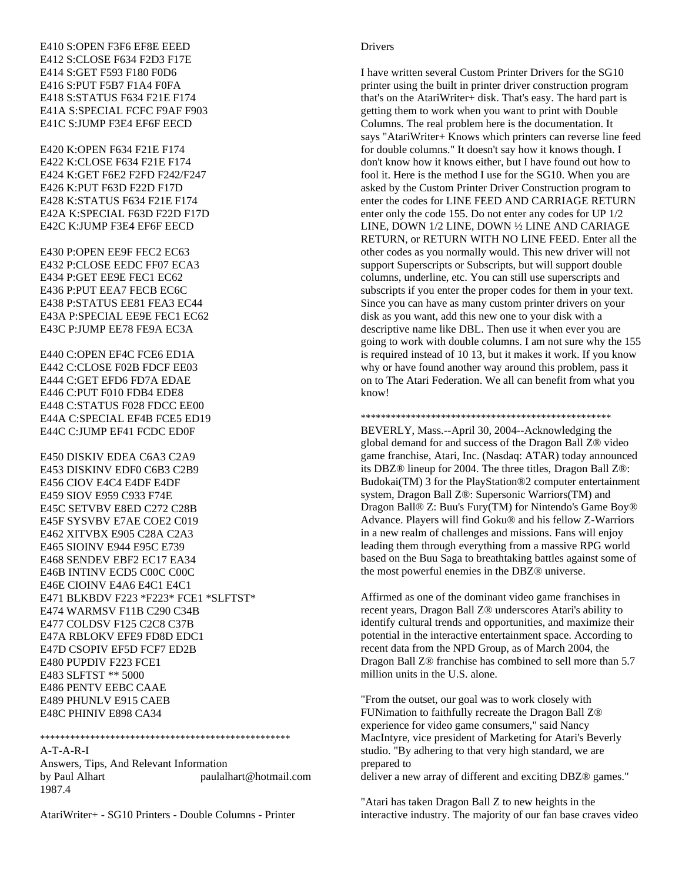E410 S:OPEN F3F6 EF8E EEED
E412 S:CLOSE F634 F2D3 F17E
E414 S:GET F593 F180 F0D6
E416 S:PUT F5B7 F1A4 F0FA
E418 S:STATUS F634 F21E F174
E41A S:SPECIAL FCFC F9AF F903
E41C S:JUMP F3E4 EF6F EECD

E420 K:OPEN F634 F21E F174
E422 K:CLOSE F634 F21E F174
E424 K:GET F6E2 F2FD F242/F247
E426 K:PUT F63D F22D F17D
E428 K:STATUS F634 F21E F174
E42A K:SPECIAL F63D F22D F17D
E42C K:JUMP F3E4 EF6F EECD

E430 P:OPEN EE9F FEC2 EC63
E432 P:CLOSE EEDC FF07 ECA3
E434 P:GET EE9E FEC1 EC62
E436 P:PUT EEA7 FECB EC6C
E438 P:STATUS EE81 FEA3 EC44
E43A P:SPECIAL EE9E FEC1 EC62
E43C P:JUMP EE78 FE9A EC3A

E440 C:OPEN EF4C FCE6 ED1A
E442 C:CLOSE F02B FDCF EE03
E444 C:GET EFD6 FD7A EDAE
E446 C:PUT F010 FDB4 EDE8
E448 C:STATUS F028 FDCC EE00
E44A C:SPECIAL EF4B FCE5 ED19
E44C C:JUMP EF41 FCDC ED0F

E450 DISKIV EDEA C6A3 C2A9
E453 DISKINV EDF0 C6B3 C2B9
E456 CIOV E4C4 E4DF E4DF
E459 SIOV E959 C933 F74E
E45C SETVBV E8ED C272 C28B
E45F SYSVBV E7AE COE2 C019
E462 XITVBX E905 C28A C2A3
E465 SIOINV E944 E95C E739
E468 SENDEV EBF2 EC17 EA34
E46B INTINV ECD5 C00C C00C
E46E CIOINV E4A6 E4C1 E4C1
E471 BLKBDV F223 *F223* FCE1 *SLFTST*
E474 WARMSV F11B C290 C34B
E477 COLDSV F125 C2C8 C37B
E47A RBLOKV EFE9 FD8D EDC1
E47D CSOPIV EF5D FCF7 ED2B
E480 PUPDIV F223 FCE1
E483 SLFTST ** 5000
E486 PENTV EEBC CAAE
E489 PHUNLV E915 CAEB
E48C PHINIV E898 CA34

***************************************************

A-T-A-R-I
Answers, Tips, And Relevant Information
by Paul Alhart paulalhart@hotmail.com
1987.4

AtariWriter+ - SG10 Printers - Double Columns - Printer Drivers

I have written several Custom Printer Drivers for the SG10 printer using the built in printer driver construction program that's on the AtariWriter+ disk. That's easy. The hard part is getting them to work when you want to print with Double Columns. The real problem here is the documentation. It says "AtariWriter+ Knows which printers can reverse line feed for double columns." It doesn't say how it knows though. I don't know how it knows either, but I have found out how to fool it. Here is the method I use for the SG10. When you are asked by the Custom Printer Driver Construction program to enter the codes for LINE FEED AND CARRIAGE RETURN enter only the code 155. Do not enter any codes for UP 1/2 LINE, DOWN 1/2 LINE, DOWN ½ LINE AND CARIAGE RETURN, or RETURN WITH NO LINE FEED. Enter all the other codes as you normally would. This new driver will not support Superscripts or Subscripts, but will support double columns, underline, etc. You can still use superscripts and subscripts if you enter the proper codes for them in your text. Since you can have as many custom printer drivers on your disk as you want, add this new one to your disk with a descriptive name like DBL. Then use it when ever you are going to work with double columns. I am not sure why the 155 is required instead of 10 13, but it makes it work. If you know why or have found another way around this problem, pass it on to The Atari Federation. We all can benefit from what you know!

***************************************************

BEVERLY, Mass.--April 30, 2004--Acknowledging the global demand for and success of the Dragon Ball Z® video game franchise, Atari, Inc. (Nasdaq: ATAR) today announced its DBZ® lineup for 2004. The three titles, Dragon Ball Z®: Budokai(TM) 3 for the PlayStation®2 computer entertainment system, Dragon Ball Z®: Supersonic Warriors(TM) and Dragon Ball® Z: Buu's Fury(TM) for Nintendo's Game Boy® Advance. Players will find Goku® and his fellow Z-Warriors in a new realm of challenges and missions. Fans will enjoy leading them through everything from a massive RPG world based on the Buu Saga to breathtaking battles against some of the most powerful enemies in the DBZ® universe.

Affirmed as one of the dominant video game franchises in recent years, Dragon Ball Z® underscores Atari's ability to identify cultural trends and opportunities, and maximize their potential in the interactive entertainment space. According to recent data from the NPD Group, as of March 2004, the Dragon Ball Z® franchise has combined to sell more than 5.7 million units in the U.S. alone.

"From the outset, our goal was to work closely with FUNimation to faithfully recreate the Dragon Ball Z® experience for video game consumers," said Nancy MacIntyre, vice president of Marketing for Atari's Beverly studio. "By adhering to that very high standard, we are prepared to
deliver a new array of different and exciting DBZ® games."

"Atari has taken Dragon Ball Z to new heights in the interactive industry. The majority of our fan base craves video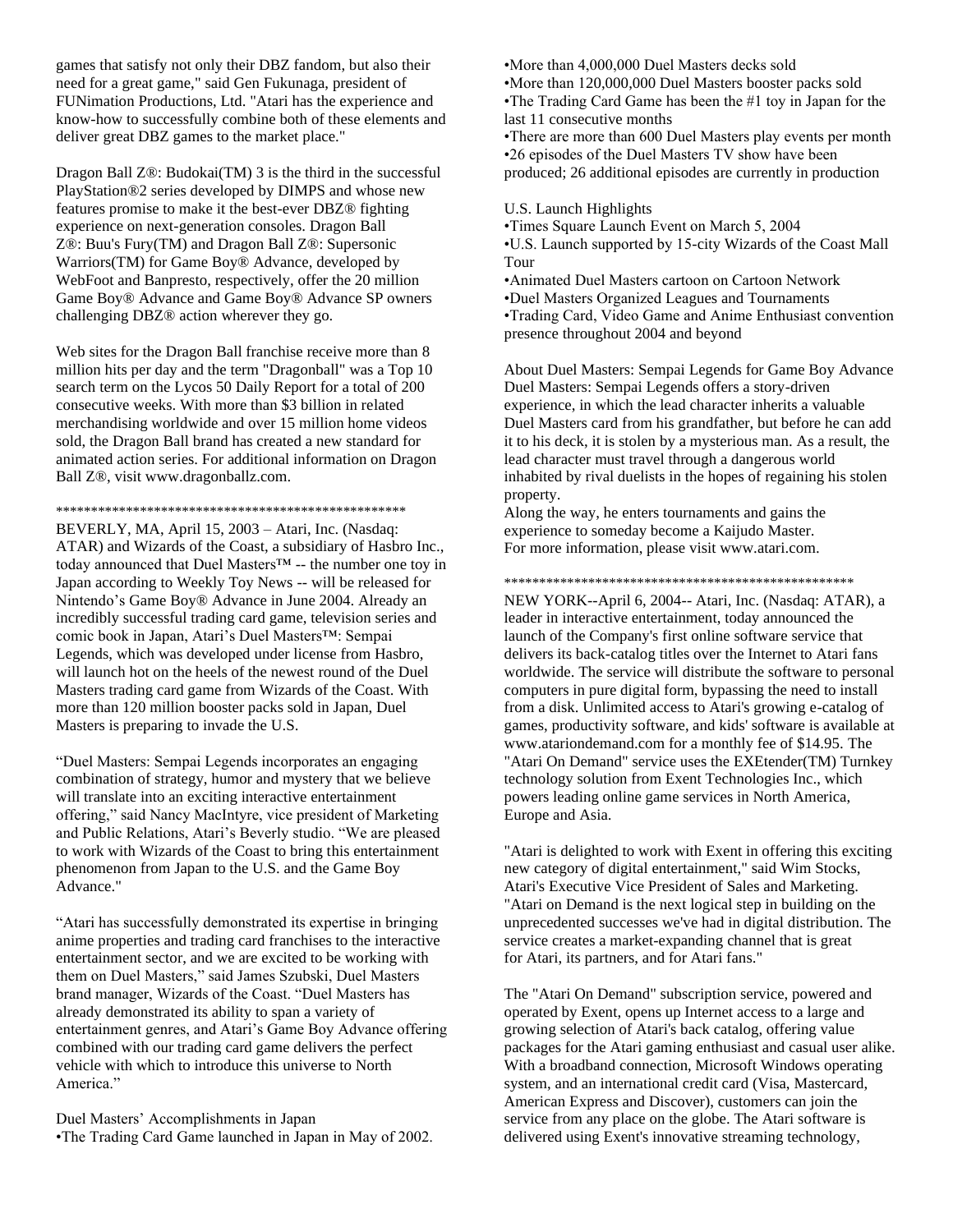games that satisfy not only their DBZ fandom, but also their need for a great game," said Gen Fukunaga, president of FUNimation Productions, Ltd. "Atari has the experience and know-how to successfully combine both of these elements and deliver great DBZ games to the market place."

Dragon Ball Z®: Budokai(TM) 3 is the third in the successful PlayStation®2 series developed by DIMPS and whose new features promise to make it the best-ever DBZ® fighting experience on next-generation consoles. Dragon Ball Z®: Buu's Fury(TM) and Dragon Ball Z®: Supersonic Warriors(TM) for Game Boy® Advance, developed by WebFoot and Banpresto, respectively, offer the 20 million Game Boy® Advance and Game Boy® Advance SP owners challenging DBZ® action wherever they go.

Web sites for the Dragon Ball franchise receive more than 8 million hits per day and the term "Dragonball" was a Top 10 search term on the Lycos 50 Daily Report for a total of 200 consecutive weeks. With more than $3 billion in related merchandising worldwide and over 15 million home videos sold, the Dragon Ball brand has created a new standard for animated action series. For additional information on Dragon Ball Z®, visit www.dragonballz.com.

****************************************************

BEVERLY, MA, April 15, 2003 – Atari, Inc. (Nasdaq: ATAR) and Wizards of the Coast, a subsidiary of Hasbro Inc., today announced that Duel Masters™ -- the number one toy in Japan according to Weekly Toy News -- will be released for Nintendo's Game Boy® Advance in June 2004. Already an incredibly successful trading card game, television series and comic book in Japan, Atari's Duel Masters™: Sempai Legends, which was developed under license from Hasbro, will launch hot on the heels of the newest round of the Duel Masters trading card game from Wizards of the Coast. With more than 120 million booster packs sold in Japan, Duel Masters is preparing to invade the U.S.

"Duel Masters: Sempai Legends incorporates an engaging combination of strategy, humor and mystery that we believe will translate into an exciting interactive entertainment offering," said Nancy MacIntyre, vice president of Marketing and Public Relations, Atari's Beverly studio. "We are pleased to work with Wizards of the Coast to bring this entertainment phenomenon from Japan to the U.S. and the Game Boy Advance."

"Atari has successfully demonstrated its expertise in bringing anime properties and trading card franchises to the interactive entertainment sector, and we are excited to be working with them on Duel Masters," said James Szubski, Duel Masters brand manager, Wizards of the Coast. "Duel Masters has already demonstrated its ability to span a variety of entertainment genres, and Atari's Game Boy Advance offering combined with our trading card game delivers the perfect vehicle with which to introduce this universe to North America."

Duel Masters' Accomplishments in Japan

- The Trading Card Game launched in Japan in May of 2002.
- More than 4,000,000 Duel Masters decks sold
- More than 120,000,000 Duel Masters booster packs sold
- The Trading Card Game has been the #1 toy in Japan for the last 11 consecutive months
- There are more than 600 Duel Masters play events per month
- 26 episodes of the Duel Masters TV show have been produced; 26 additional episodes are currently in production

U.S. Launch Highlights

- Times Square Launch Event on March 5, 2004
- U.S. Launch supported by 15-city Wizards of the Coast Mall Tour
- Animated Duel Masters cartoon on Cartoon Network
- Duel Masters Organized Leagues and Tournaments
- Trading Card, Video Game and Anime Enthusiast convention presence throughout 2004 and beyond

About Duel Masters: Sempai Legends for Game Boy Advance

Duel Masters: Sempai Legends offers a story-driven experience, in which the lead character inherits a valuable Duel Masters card from his grandfather, but before he can add it to his deck, it is stolen by a mysterious man. As a result, the lead character must travel through a dangerous world inhabited by rival duelists in the hopes of regaining his stolen property.

Along the way, he enters tournaments and gains the experience to someday become a Kaijudo Master.

For more information, please visit www.atari.com.

****************************************************

NEW YORK--April 6, 2004-- Atari, Inc. (Nasdaq: ATAR), a leader in interactive entertainment, today announced the launch of the Company's first online software service that delivers its back-catalog titles over the Internet to Atari fans worldwide. The service will distribute the software to personal computers in pure digital form, bypassing the need to install from a disk. Unlimited access to Atari's growing e-catalog of games, productivity software, and kids' software is available at www.atariondemand.com for a monthly fee of $14.95. The "Atari On Demand" service uses the EXEtender(TM) Turnkey technology solution from Exent Technologies Inc., which powers leading online game services in North America, Europe and Asia.

"Atari is delighted to work with Exent in offering this exciting new category of digital entertainment," said Wim Stocks, Atari's Executive Vice President of Sales and Marketing. "Atari on Demand is the next logical step in building on the unprecedented successes we've had in digital distribution. The service creates a market-expanding channel that is great for Atari, its partners, and for Atari fans."

The "Atari On Demand" subscription service, powered and operated by Exent, opens up Internet access to a large and growing selection of Atari's back catalog, offering value packages for the Atari gaming enthusiast and casual user alike. With a broadband connection, Microsoft Windows operating system, and an international credit card (Visa, Mastercard, American Express and Discover), customers can join the service from any place on the globe. The Atari software is delivered using Exent's innovative streaming technology,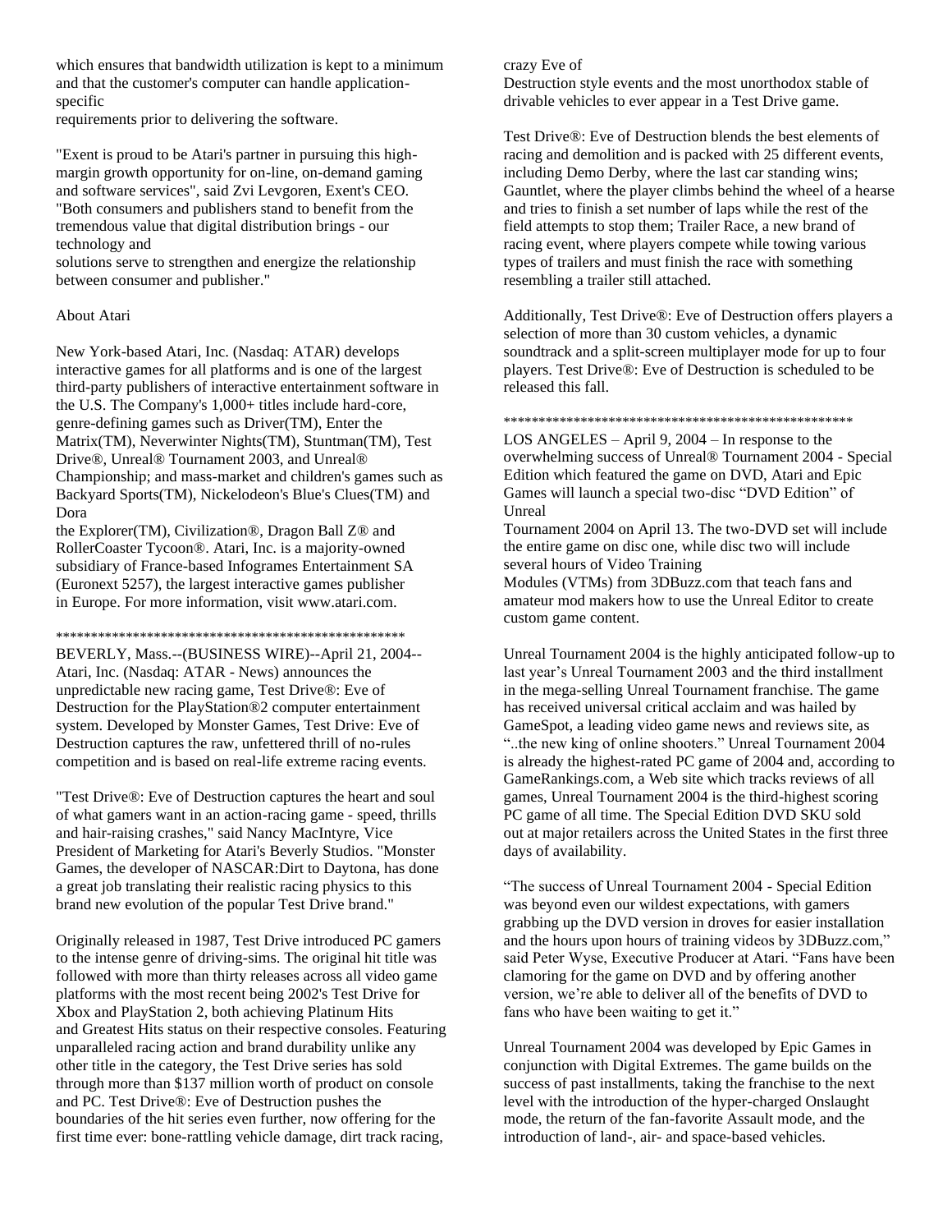which ensures that bandwidth utilization is kept to a minimum and that the customer's computer can handle application-specific requirements prior to delivering the software.

"Exent is proud to be Atari's partner in pursuing this high-margin growth opportunity for on-line, on-demand gaming and software services", said Zvi Levgoren, Exent's CEO. "Both consumers and publishers stand to benefit from the tremendous value that digital distribution brings - our technology and solutions serve to strengthen and energize the relationship between consumer and publisher."

About Atari

New York-based Atari, Inc. (Nasdaq: ATAR) develops interactive games for all platforms and is one of the largest third-party publishers of interactive entertainment software in the U.S. The Company's 1,000+ titles include hard-core, genre-defining games such as Driver(TM), Enter the Matrix(TM), Neverwinter Nights(TM), Stuntman(TM), Test Drive®, Unreal® Tournament 2003, and Unreal® Championship; and mass-market and children's games such as Backyard Sports(TM), Nickelodeon's Blue's Clues(TM) and Dora the Explorer(TM), Civilization®, Dragon Ball Z® and RollerCoaster Tycoon®. Atari, Inc. is a majority-owned subsidiary of France-based Infogrames Entertainment SA (Euronext 5257), the largest interactive games publisher in Europe. For more information, visit www.atari.com.

****************************************************

BEVERLY, Mass.--(BUSINESS WIRE)--April 21, 2004--Atari, Inc. (Nasdaq: ATAR - News) announces the unpredictable new racing game, Test Drive®: Eve of Destruction for the PlayStation®2 computer entertainment system. Developed by Monster Games, Test Drive: Eve of Destruction captures the raw, unfettered thrill of no-rules competition and is based on real-life extreme racing events.

"Test Drive®: Eve of Destruction captures the heart and soul of what gamers want in an action-racing game - speed, thrills and hair-raising crashes," said Nancy MacIntyre, Vice President of Marketing for Atari's Beverly Studios. "Monster Games, the developer of NASCAR:Dirt to Daytona, has done a great job translating their realistic racing physics to this brand new evolution of the popular Test Drive brand."

Originally released in 1987, Test Drive introduced PC gamers to the intense genre of driving-sims. The original hit title was followed with more than thirty releases across all video game platforms with the most recent being 2002's Test Drive for Xbox and PlayStation 2, both achieving Platinum Hits and Greatest Hits status on their respective consoles. Featuring unparalleled racing action and brand durability unlike any other title in the category, the Test Drive series has sold through more than $137 million worth of product on console and PC. Test Drive®: Eve of Destruction pushes the boundaries of the hit series even further, now offering for the first time ever: bone-rattling vehicle damage, dirt track racing, crazy Eve of Destruction style events and the most unorthodox stable of drivable vehicles to ever appear in a Test Drive game.

Test Drive®: Eve of Destruction blends the best elements of racing and demolition and is packed with 25 different events, including Demo Derby, where the last car standing wins; Gauntlet, where the player climbs behind the wheel of a hearse and tries to finish a set number of laps while the rest of the field attempts to stop them; Trailer Race, a new brand of racing event, where players compete while towing various types of trailers and must finish the race with something resembling a trailer still attached.

Additionally, Test Drive®: Eve of Destruction offers players a selection of more than 30 custom vehicles, a dynamic soundtrack and a split-screen multiplayer mode for up to four players. Test Drive®: Eve of Destruction is scheduled to be released this fall.

****************************************************

LOS ANGELES – April 9, 2004 – In response to the overwhelming success of Unreal® Tournament 2004 - Special Edition which featured the game on DVD, Atari and Epic Games will launch a special two-disc "DVD Edition" of Unreal Tournament 2004 on April 13. The two-DVD set will include the entire game on disc one, while disc two will include several hours of Video Training Modules (VTMs) from 3DBuzz.com that teach fans and amateur mod makers how to use the Unreal Editor to create custom game content.

Unreal Tournament 2004 is the highly anticipated follow-up to last year's Unreal Tournament 2003 and the third installment in the mega-selling Unreal Tournament franchise. The game has received universal critical acclaim and was hailed by GameSpot, a leading video game news and reviews site, as "..the new king of online shooters." Unreal Tournament 2004 is already the highest-rated PC game of 2004 and, according to GameRankings.com, a Web site which tracks reviews of all games, Unreal Tournament 2004 is the third-highest scoring PC game of all time. The Special Edition DVD SKU sold out at major retailers across the United States in the first three days of availability.

"The success of Unreal Tournament 2004 - Special Edition was beyond even our wildest expectations, with gamers grabbing up the DVD version in droves for easier installation and the hours upon hours of training videos by 3DBuzz.com," said Peter Wyse, Executive Producer at Atari. "Fans have been clamoring for the game on DVD and by offering another version, we're able to deliver all of the benefits of DVD to fans who have been waiting to get it."

Unreal Tournament 2004 was developed by Epic Games in conjunction with Digital Extremes. The game builds on the success of past installments, taking the franchise to the next level with the introduction of the hyper-charged Onslaught mode, the return of the fan-favorite Assault mode, and the introduction of land-, air- and space-based vehicles.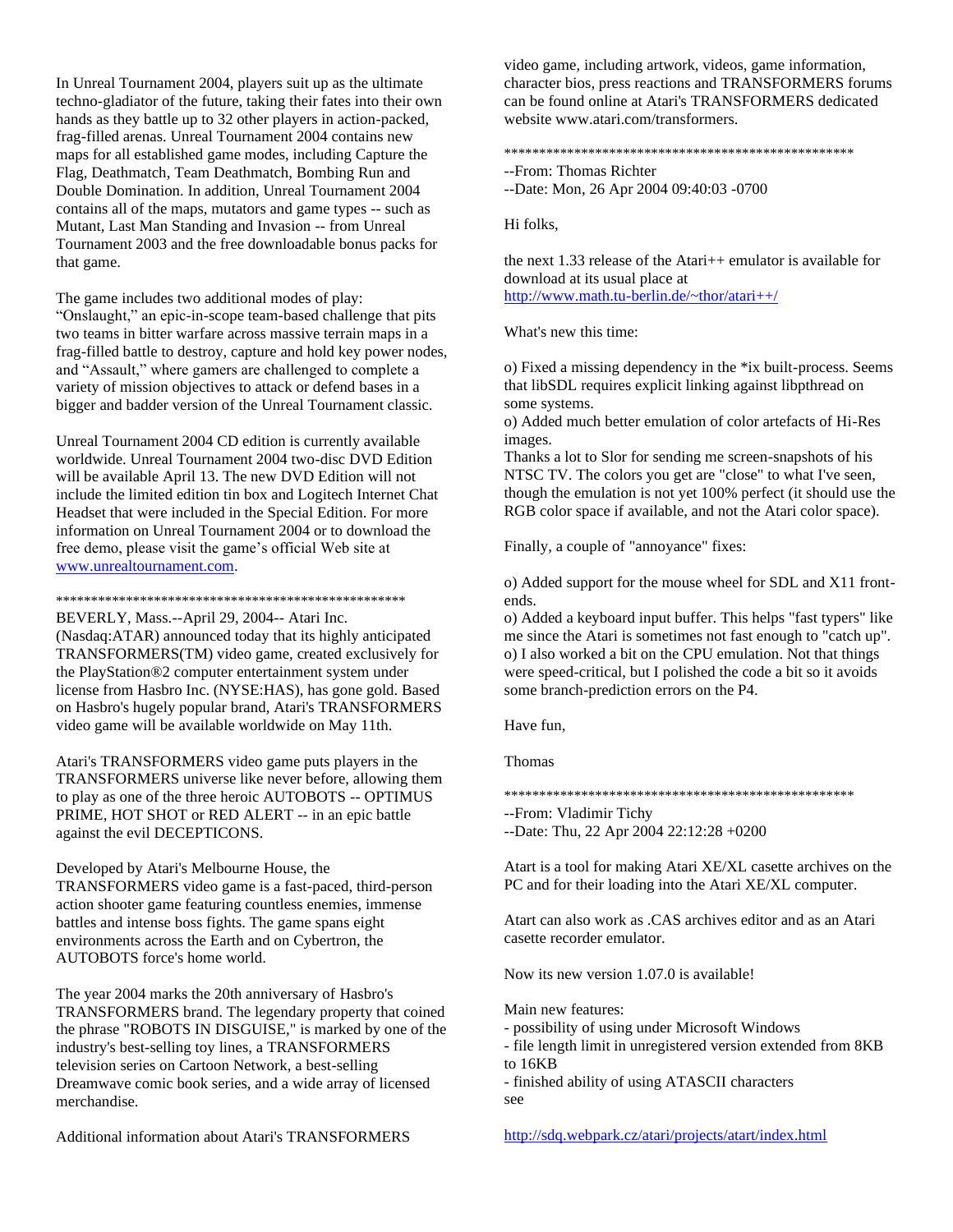In Unreal Tournament 2004, players suit up as the ultimate techno-gladiator of the future, taking their fates into their own hands as they battle up to 32 other players in action-packed, frag-filled arenas. Unreal Tournament 2004 contains new maps for all established game modes, including Capture the Flag, Deathmatch, Team Deathmatch, Bombing Run and Double Domination. In addition, Unreal Tournament 2004 contains all of the maps, mutators and game types -- such as Mutant, Last Man Standing and Invasion -- from Unreal Tournament 2003 and the free downloadable bonus packs for that game.

The game includes two additional modes of play: "Onslaught," an epic-in-scope team-based challenge that pits two teams in bitter warfare across massive terrain maps in a frag-filled battle to destroy, capture and hold key power nodes, and "Assault," where gamers are challenged to complete a variety of mission objectives to attack or defend bases in a bigger and badder version of the Unreal Tournament classic.

Unreal Tournament 2004 CD edition is currently available worldwide. Unreal Tournament 2004 two-disc DVD Edition will be available April 13. The new DVD Edition will not include the limited edition tin box and Logitech Internet Chat Headset that were included in the Special Edition. For more information on Unreal Tournament 2004 or to download the free demo, please visit the game's official Web site at www.unrealtournament.com.

***************************************************

BEVERLY, Mass.--April 29, 2004-- Atari Inc. (Nasdaq:ATAR) announced today that its highly anticipated TRANSFORMERS(TM) video game, created exclusively for the PlayStation®2 computer entertainment system under license from Hasbro Inc. (NYSE:HAS), has gone gold. Based on Hasbro's hugely popular brand, Atari's TRANSFORMERS video game will be available worldwide on May 11th.

Atari's TRANSFORMERS video game puts players in the TRANSFORMERS universe like never before, allowing them to play as one of the three heroic AUTOBOTS -- OPTIMUS PRIME, HOT SHOT or RED ALERT -- in an epic battle against the evil DECEPTICONS.

Developed by Atari's Melbourne House, the TRANSFORMERS video game is a fast-paced, third-person action shooter game featuring countless enemies, immense battles and intense boss fights. The game spans eight environments across the Earth and on Cybertron, the AUTOBOTS force's home world.

The year 2004 marks the 20th anniversary of Hasbro's TRANSFORMERS brand. The legendary property that coined the phrase "ROBOTS IN DISGUISE," is marked by one of the industry's best-selling toy lines, a TRANSFORMERS television series on Cartoon Network, a best-selling Dreamwave comic book series, and a wide array of licensed merchandise.

Additional information about Atari's TRANSFORMERS video game, including artwork, videos, game information, character bios, press reactions and TRANSFORMERS forums can be found online at Atari's TRANSFORMERS dedicated website www.atari.com/transformers.

***************************************************

--From: Thomas Richter
--Date: Mon, 26 Apr 2004 09:40:03 -0700

Hi folks,

the next 1.33 release of the Atari++ emulator is available for download at its usual place at
http://www.math.tu-berlin.de/~thor/atari++/

What's new this time:

o) Fixed a missing dependency in the *ix built-process. Seems that libSDL requires explicit linking against libpthread on some systems.
o) Added much better emulation of color artefacts of Hi-Res images.
Thanks a lot to Slor for sending me screen-snapshots of his NTSC TV. The colors you get are "close" to what I've seen, though the emulation is not yet 100% perfect (it should use the RGB color space if available, and not the Atari color space).

Finally, a couple of "annoyance" fixes:

o) Added support for the mouse wheel for SDL and X11 front-ends.
o) Added a keyboard input buffer. This helps "fast typers" like me since the Atari is sometimes not fast enough to "catch up".
o) I also worked a bit on the CPU emulation. Not that things were speed-critical, but I polished the code a bit so it avoids some branch-prediction errors on the P4.

Have fun,

Thomas

***************************************************

--From: Vladimir Tichy
--Date: Thu, 22 Apr 2004 22:12:28 +0200

Atart is a tool for making Atari XE/XL casette archives on the PC and for their loading into the Atari XE/XL computer.

Atart can also work as .CAS archives editor and as an Atari casette recorder emulator.

Now its new version 1.07.0 is available!

Main new features:
- possibility of using under Microsoft Windows
- file length limit in unregistered version extended from 8KB to 16KB
- finished ability of using ATASCII characters
see

http://sdq.webpark.cz/atari/projects/atart/index.html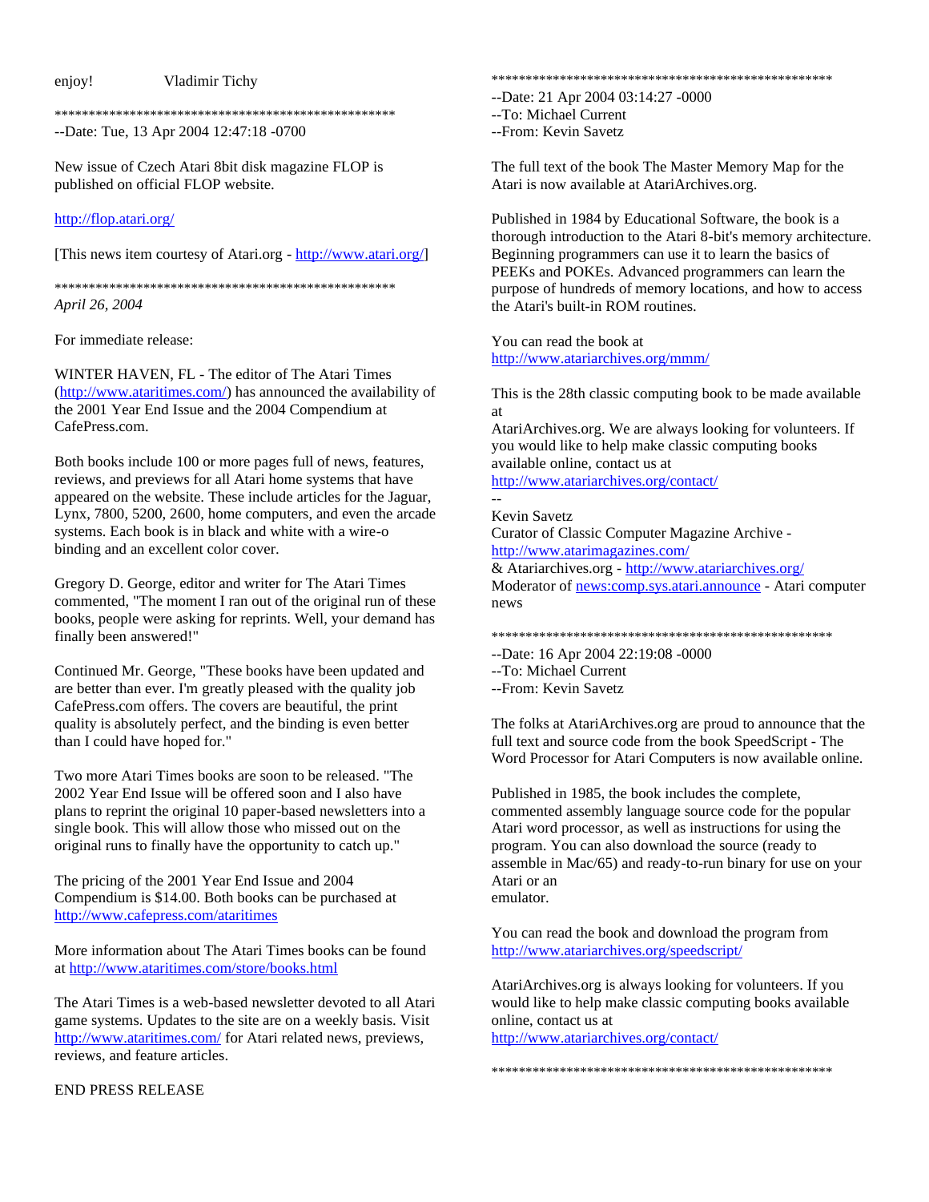enjoy!          Vladimir Tichy

\*\*\*\*\*\*\*\*\*\*\*\*\*\*\*\*\*\*\*\*\*\*\*\*\*\*\*\*\*\*\*\*\*\*\*\*\*\*\*\*\*\*\*\*\*\*\*\*\*\*\*\*

--Date: Tue, 13 Apr 2004 12:47:18 -0700

New issue of Czech Atari 8bit disk magazine FLOP is published on official FLOP website.

http://flop.atari.org/

[This news item courtesy of Atari.org - http://www.atari.org/]

\*\*\*\*\*\*\*\*\*\*\*\*\*\*\*\*\*\*\*\*\*\*\*\*\*\*\*\*\*\*\*\*\*\*\*\*\*\*\*\*\*\*\*\*\*\*\*\*\*\*\*\*

*April 26, 2004*

For immediate release:

WINTER HAVEN, FL - The editor of The Atari Times (http://www.ataritimes.com/) has announced the availability of the 2001 Year End Issue and the 2004 Compendium at CafePress.com.

Both books include 100 or more pages full of news, features, reviews, and previews for all Atari home systems that have appeared on the website. These include articles for the Jaguar, Lynx, 7800, 5200, 2600, home computers, and even the arcade systems. Each book is in black and white with a wire-o binding and an excellent color cover.

Gregory D. George, editor and writer for The Atari Times commented, "The moment I ran out of the original run of these books, people were asking for reprints. Well, your demand has finally been answered!"

Continued Mr. George, "These books have been updated and are better than ever. I'm greatly pleased with the quality job CafePress.com offers. The covers are beautiful, the print quality is absolutely perfect, and the binding is even better than I could have hoped for."

Two more Atari Times books are soon to be released. "The 2002 Year End Issue will be offered soon and I also have plans to reprint the original 10 paper-based newsletters into a single book. This will allow those who missed out on the original runs to finally have the opportunity to catch up."

The pricing of the 2001 Year End Issue and 2004 Compendium is $14.00. Both books can be purchased at http://www.cafepress.com/ataritimes

More information about The Atari Times books can be found at http://www.ataritimes.com/store/books.html

The Atari Times is a web-based newsletter devoted to all Atari game systems. Updates to the site are on a weekly basis. Visit http://www.ataritimes.com/ for Atari related news, previews, reviews, and feature articles.

END PRESS RELEASE

\*\*\*\*\*\*\*\*\*\*\*\*\*\*\*\*\*\*\*\*\*\*\*\*\*\*\*\*\*\*\*\*\*\*\*\*\*\*\*\*\*\*\*\*\*\*\*\*\*\*\*\*

--Date: 21 Apr 2004 03:14:27 -0000
--To: Michael Current
--From: Kevin Savetz

The full text of the book The Master Memory Map for the Atari is now available at AtariArchives.org.

Published in 1984 by Educational Software, the book is a thorough introduction to the Atari 8-bit's memory architecture. Beginning programmers can use it to learn the basics of PEEKs and POKEs. Advanced programmers can learn the purpose of hundreds of memory locations, and how to access the Atari's built-in ROM routines.

You can read the book at
http://www.atariarchives.org/mmm/

This is the 28th classic computing book to be made available at
AtariArchives.org. We are always looking for volunteers. If you would like to help make classic computing books available online, contact us at
http://www.atariarchives.org/contact/

--
Kevin Savetz
Curator of Classic Computer Magazine Archive -
http://www.atarimagazines.com/
& Atariarchives.org - http://www.atariarchives.org/
Moderator of news:comp.sys.atari.announce - Atari computer news

\*\*\*\*\*\*\*\*\*\*\*\*\*\*\*\*\*\*\*\*\*\*\*\*\*\*\*\*\*\*\*\*\*\*\*\*\*\*\*\*\*\*\*\*\*\*\*\*\*\*\*\*

--Date: 16 Apr 2004 22:19:08 -0000
--To: Michael Current
--From: Kevin Savetz

The folks at AtariArchives.org are proud to announce that the full text and source code from the book SpeedScript - The Word Processor for Atari Computers is now available online.

Published in 1985, the book includes the complete, commented assembly language source code for the popular Atari word processor, as well as instructions for using the program. You can also download the source (ready to assemble in Mac/65) and ready-to-run binary for use on your Atari or an
emulator.

You can read the book and download the program from
http://www.atariarchives.org/speedscript/

AtariArchives.org is always looking for volunteers. If you would like to help make classic computing books available online, contact us at
http://www.atariarchives.org/contact/

\*\*\*\*\*\*\*\*\*\*\*\*\*\*\*\*\*\*\*\*\*\*\*\*\*\*\*\*\*\*\*\*\*\*\*\*\*\*\*\*\*\*\*\*\*\*\*\*\*\*\*\*